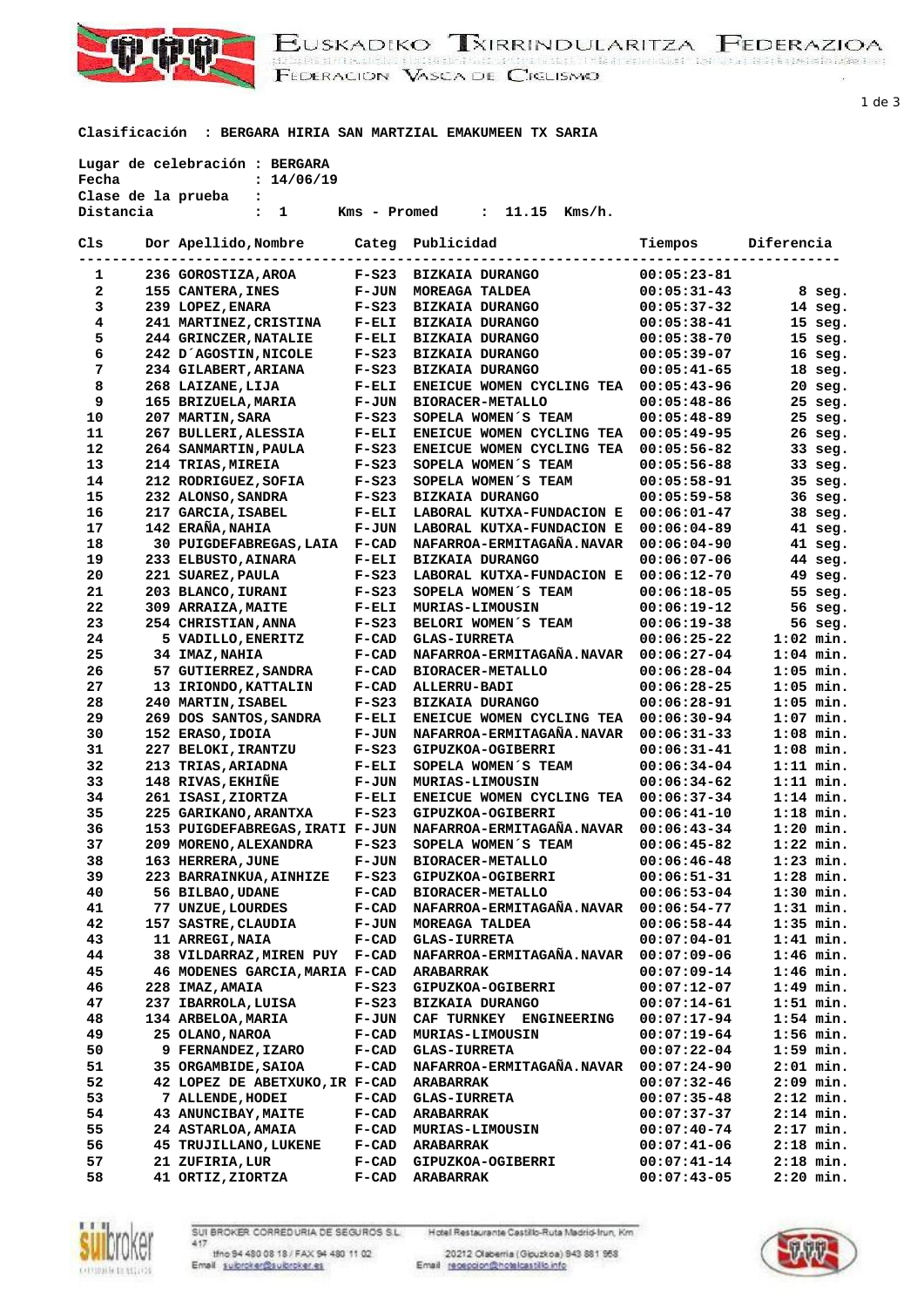EUSKADIKO TXIRRINDULARITZA FEDERAZIOA
FEDERACION VASCA DE CICLISMO

**Clasificación : BERGARA HIRIA SAN MARTZIAL EMAKUMEEN TX SARIA**

Lugar de celebración : BERGARA
Fecha : 14/06/19
Clase de la prueba :
Distancia : 1 Kms - Promed : 11.15 Kms/h.

| Cls | Dor | Apellido,Nombre | Categ | Publicidad | Tiempos | Diferencia |
|---|---|---|---|---|---|---|
| 1 | 236 | GOROSTIZA,AROA | F-S23 | BIZKAIA DURANGO | 00:05:23-81 | |
| 2 | 155 | CANTERA,INES | F-JUN | MOREAGA TALDEA | 00:05:31-43 | 8 seg. |
| 3 | 239 | LOPEZ,ENARA | F-S23 | BIZKAIA DURANGO | 00:05:37-32 | 14 seg. |
| 4 | 241 | MARTINEZ,CRISTINA | F-ELI | BIZKAIA DURANGO | 00:05:38-41 | 15 seg. |
| 5 | 244 | GRINCZER,NATALIE | F-ELI | BIZKAIA DURANGO | 00:05:38-70 | 15 seg. |
| 6 | 242 | D´AGOSTIN,NICOLE | F-S23 | BIZKAIA DURANGO | 00:05:39-07 | 16 seg. |
| 7 | 234 | GILABERT,ARIANA | F-S23 | BIZKAIA DURANGO | 00:05:41-65 | 18 seg. |
| 8 | 268 | LAIZANE,LIJA | F-ELI | ENEICUE WOMEN CYCLING TEA | 00:05:43-96 | 20 seg. |
| 9 | 165 | BRIZUELA,MARIA | F-JUN | BIORACER-METALLO | 00:05:48-86 | 25 seg. |
| 10 | 207 | MARTIN,SARA | F-S23 | SOPELA WOMEN´S TEAM | 00:05:48-89 | 25 seg. |
| 11 | 267 | BULLERI,ALESSIA | F-ELI | ENEICUE WOMEN CYCLING TEA | 00:05:49-95 | 26 seg. |
| 12 | 264 | SANMARTIN,PAULA | F-S23 | ENEICUE WOMEN CYCLING TEA | 00:05:56-82 | 33 seg. |
| 13 | 214 | TRIAS,MIREIA | F-S23 | SOPELA WOMEN´S TEAM | 00:05:56-88 | 33 seg. |
| 14 | 212 | RODRIGUEZ,SOFIA | F-S23 | SOPELA WOMEN´S TEAM | 00:05:58-91 | 35 seg. |
| 15 | 232 | ALONSO,SANDRA | F-S23 | BIZKAIA DURANGO | 00:05:59-58 | 36 seg. |
| 16 | 217 | GARCIA,ISABEL | F-ELI | LABORAL KUTXA-FUNDACION E | 00:06:01-47 | 38 seg. |
| 17 | 142 | ERAÑA,NAHIA | F-JUN | LABORAL KUTXA-FUNDACION E | 00:06:04-89 | 41 seg. |
| 18 | 30 | PUIGDEFABREGAS,LAIA | F-CAD | NAFARROA-ERMITAGAÑA.NAVAR | 00:06:04-90 | 41 seg. |
| 19 | 233 | ELBUSTO,AINARA | F-ELI | BIZKAIA DURANGO | 00:06:07-06 | 44 seg. |
| 20 | 221 | SUAREZ,PAULA | F-S23 | LABORAL KUTXA-FUNDACION E | 00:06:12-70 | 49 seg. |
| 21 | 203 | BLANCO,IURANI | F-S23 | SOPELA WOMEN´S TEAM | 00:06:18-05 | 55 seg. |
| 22 | 309 | ARRAIZA,MAITE | F-ELI | MURIAS-LIMOUSIN | 00:06:19-12 | 56 seg. |
| 23 | 254 | CHRISTIAN,ANNA | F-S23 | BELORI WOMEN´S TEAM | 00:06:19-38 | 56 seg. |
| 24 | 5 | VADILLO,ENERITZ | F-CAD | GLAS-IURRETA | 00:06:25-22 | 1:02 min. |
| 25 | 34 | IMAZ,NAHIA | F-CAD | NAFARROA-ERMITAGAÑA.NAVAR | 00:06:27-04 | 1:04 min. |
| 26 | 57 | GUTIERREZ,SANDRA | F-CAD | BIORACER-METALLO | 00:06:28-04 | 1:05 min. |
| 27 | 13 | IRIONDO,KATTALIN | F-CAD | ALLERRU-BADI | 00:06:28-25 | 1:05 min. |
| 28 | 240 | MARTIN,ISABEL | F-S23 | BIZKAIA DURANGO | 00:06:28-91 | 1:05 min. |
| 29 | 269 | DOS SANTOS,SANDRA | F-ELI | ENEICUE WOMEN CYCLING TEA | 00:06:30-94 | 1:07 min. |
| 30 | 152 | ERASO,IDOIA | F-JUN | NAFARROA-ERMITAGAÑA.NAVAR | 00:06:31-33 | 1:08 min. |
| 31 | 227 | BELOKI,IRANTZU | F-S23 | GIPUZKOA-OGIBERRI | 00:06:31-41 | 1:08 min. |
| 32 | 213 | TRIAS,ARIADNA | F-ELI | SOPELA WOMEN´S TEAM | 00:06:34-04 | 1:11 min. |
| 33 | 148 | RIVAS,EKHIÑE | F-JUN | MURIAS-LIMOUSIN | 00:06:34-62 | 1:11 min. |
| 34 | 261 | ISASI,ZIORTZA | F-ELI | ENEICUE WOMEN CYCLING TEA | 00:06:37-34 | 1:14 min. |
| 35 | 225 | GARIKANO,ARANTXA | F-S23 | GIPUZKOA-OGIBERRI | 00:06:41-10 | 1:18 min. |
| 36 | 153 | PUIGDEFABREGAS,IRATI | F-JUN | NAFARROA-ERMITAGAÑA.NAVAR | 00:06:43-34 | 1:20 min. |
| 37 | 209 | MORENO,ALEXANDRA | F-S23 | SOPELA WOMEN´S TEAM | 00:06:45-82 | 1:22 min. |
| 38 | 163 | HERRERA,JUNE | F-JUN | BIORACER-METALLO | 00:06:46-48 | 1:23 min. |
| 39 | 223 | BARRAINKUA,AINHIZE | F-S23 | GIPUZKOA-OGIBERRI | 00:06:51-31 | 1:28 min. |
| 40 | 56 | BILBAO,UDANE | F-CAD | BIORACER-METALLO | 00:06:53-04 | 1:30 min. |
| 41 | 77 | UNZUE,LOURDES | F-CAD | NAFARROA-ERMITAGAÑA.NAVAR | 00:06:54-77 | 1:31 min. |
| 42 | 157 | SASTRE,CLAUDIA | F-JUN | MOREAGA TALDEA | 00:06:58-44 | 1:35 min. |
| 43 | 11 | ARREGI,NAIA | F-CAD | GLAS-IURRETA | 00:07:04-01 | 1:41 min. |
| 44 | 38 | VILDARRAZ,MIREN PUY | F-CAD | NAFARROA-ERMITAGAÑA.NAVAR | 00:07:09-06 | 1:46 min. |
| 45 | 46 | MODENES GARCIA,MARIA | F-CAD | ARABARRAK | 00:07:09-14 | 1:46 min. |
| 46 | 228 | IMAZ,AMAIA | F-S23 | GIPUZKOA-OGIBERRI | 00:07:12-07 | 1:49 min. |
| 47 | 237 | IBARROLA,LUISA | F-S23 | BIZKAIA DURANGO | 00:07:14-61 | 1:51 min. |
| 48 | 134 | ARBELOA,MARIA | F-JUN | CAF TURNKEY ENGINEERING | 00:07:17-94 | 1:54 min. |
| 49 | 25 | OLANO,NAROA | F-CAD | MURIAS-LIMOUSIN | 00:07:19-64 | 1:56 min. |
| 50 | 9 | FERNANDEZ,IZARO | F-CAD | GLAS-IURRETA | 00:07:22-04 | 1:59 min. |
| 51 | 35 | ORGAMBIDE,SAIOA | F-CAD | NAFARROA-ERMITAGAÑA.NAVAR | 00:07:24-90 | 2:01 min. |
| 52 | 42 | LOPEZ DE ABETXUKO,IR | F-CAD | ARABARRAK | 00:07:32-46 | 2:09 min. |
| 53 | 7 | ALLENDE,HODEI | F-CAD | GLAS-IURRETA | 00:07:35-48 | 2:12 min. |
| 54 | 43 | ANUNCIBAY,MAITE | F-CAD | ARABARRAK | 00:07:37-37 | 2:14 min. |
| 55 | 24 | ASTARLOA,AMAIA | F-CAD | MURIAS-LIMOUSIN | 00:07:40-74 | 2:17 min. |
| 56 | 45 | TRUJILLANO,LUKENE | F-CAD | ARABARRAK | 00:07:41-06 | 2:18 min. |
| 57 | 21 | ZUFIRIA,LUR | F-CAD | GIPUZKOA-OGIBERRI | 00:07:41-14 | 2:18 min. |
| 58 | 41 | ORTIZ,ZIORTZA | F-CAD | ARABARRAK | 00:07:43-05 | 2:20 min. |

SUI BROKER CORREDURIA DE SEGUROS S.L. 417
tfno 94 480 08 18 / FAX 94 480 11 02
Email: suibroker@suibroker.es

Hotel Restaurante Castillo-Ruta Madrid-Irun, Km
20212 Olaberria (Gipuzkoa) 943 881 958
Email: recepcion@hotelcastillo.info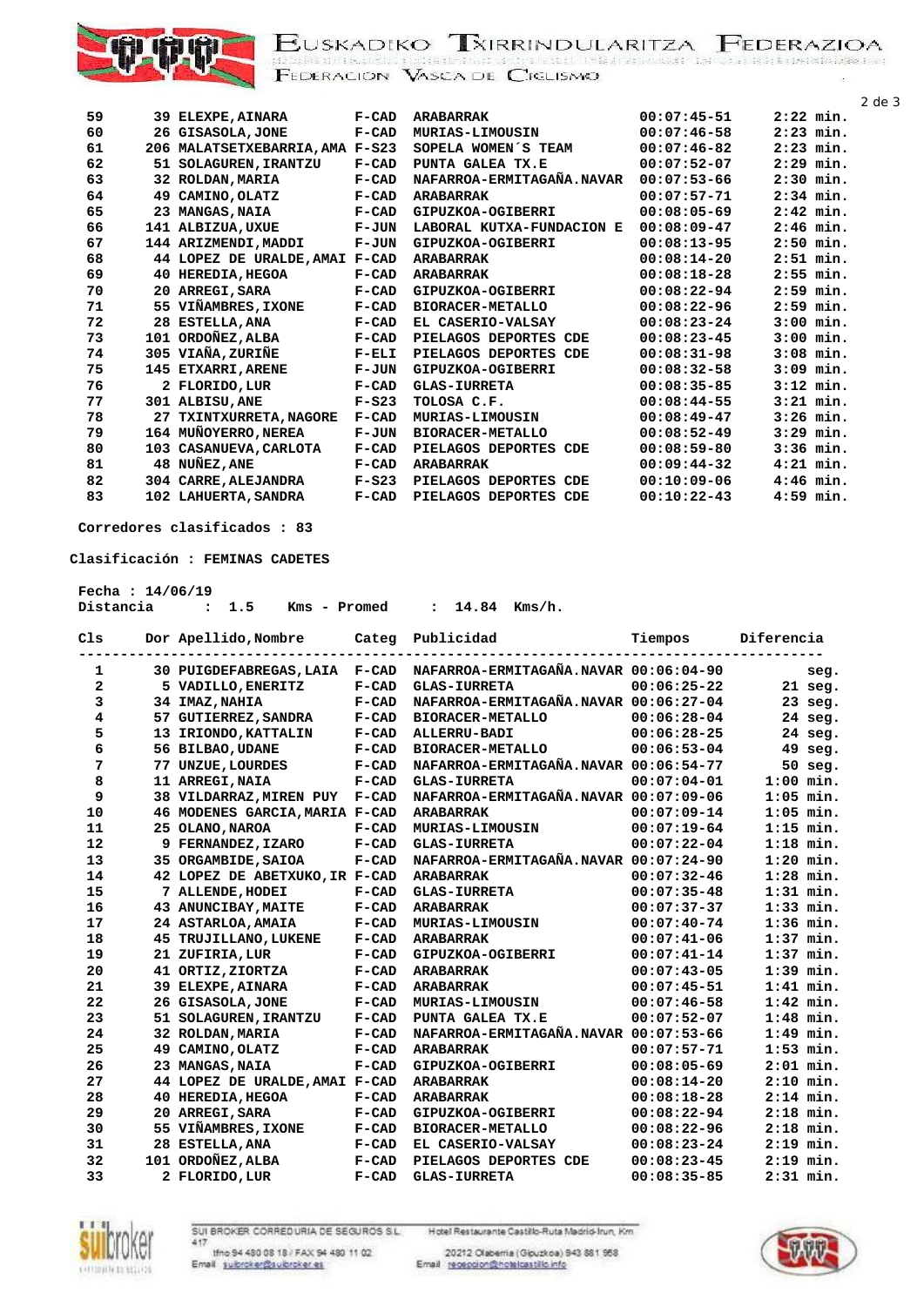| | | | | | | |
|---|---|---|---|---|---|---|
| 59 | 39 | ELEXPE,AINARA | F-CAD | ARABARRAK | 00:07:45-51 | 2:22 min. |
| 60 | 26 | GISASOLA,JONE | F-CAD | MURIAS-LIMOUSIN | 00:07:46-58 | 2:23 min. |
| 61 | 206 | MALATSETXEBARRIA,AMA | F-S23 | SOPELA WOMEN´S TEAM | 00:07:46-82 | 2:23 min. |
| 62 | 51 | SOLAGUREN,IRANTZU | F-CAD | PUNTA GALEA TX.E | 00:07:52-07 | 2:29 min. |
| 63 | 32 | ROLDAN,MARIA | F-CAD | NAFARROA-ERMITAGAÑA.NAVAR | 00:07:53-66 | 2:30 min. |
| 64 | 49 | CAMINO,OLATZ | F-CAD | ARABARRAK | 00:07:57-71 | 2:34 min. |
| 65 | 23 | MANGAS,NAIA | F-CAD | GIPUZKOA-OGIBERRI | 00:08:05-69 | 2:42 min. |
| 66 | 141 | ALBIZUA,UXUE | F-JUN | LABORAL KUTXA-FUNDACION E | 00:08:09-47 | 2:46 min. |
| 67 | 144 | ARIZMENDI,MADDI | F-JUN | GIPUZKOA-OGIBERRI | 00:08:13-95 | 2:50 min. |
| 68 | 44 | LOPEZ DE URALDE,AMAI | F-CAD | ARABARRAK | 00:08:14-20 | 2:51 min. |
| 69 | 40 | HEREDIA,HEGOA | F-CAD | ARABARRAK | 00:08:18-28 | 2:55 min. |
| 70 | 20 | ARREGI,SARA | F-CAD | GIPUZKOA-OGIBERRI | 00:08:22-94 | 2:59 min. |
| 71 | 55 | VIÑAMBRES,IXONE | F-CAD | BIORACER-METALLO | 00:08:22-96 | 2:59 min. |
| 72 | 28 | ESTELLA,ANA | F-CAD | EL CASERIO-VALSAY | 00:08:23-24 | 3:00 min. |
| 73 | 101 | ORDOÑEZ,ALBA | F-CAD | PIELAGOS DEPORTES CDE | 00:08:23-45 | 3:00 min. |
| 74 | 305 | VIAÑA,ZURIÑE | F-ELI | PIELAGOS DEPORTES CDE | 00:08:31-98 | 3:08 min. |
| 75 | 145 | ETXARRI,ARENE | F-JUN | GIPUZKOA-OGIBERRI | 00:08:32-58 | 3:09 min. |
| 76 | 2 | FLORIDO,LUR | F-CAD | GLAS-IURRETA | 00:08:35-85 | 3:12 min. |
| 77 | 301 | ALBISU,ANE | F-S23 | TOLOSA C.F. | 00:08:44-55 | 3:21 min. |
| 78 | 27 | TXINTXURRETA,NAGORE | F-CAD | MURIAS-LIMOUSIN | 00:08:49-47 | 3:26 min. |
| 79 | 164 | MUÑOYERRO,NEREA | F-JUN | BIORACER-METALLO | 00:08:52-49 | 3:29 min. |
| 80 | 103 | CASANUEVA,CARLOTA | F-CAD | PIELAGOS DEPORTES CDE | 00:08:59-80 | 3:36 min. |
| 81 | 48 | NUÑEZ,ANE | F-CAD | ARABARRAK | 00:09:44-32 | 4:21 min. |
| 82 | 304 | CARRE,ALEJANDRA | F-S23 | PIELAGOS DEPORTES CDE | 00:10:09-06 | 4:46 min. |
| 83 | 102 | LAHUERTA,SANDRA | F-CAD | PIELAGOS DEPORTES CDE | 00:10:22-43 | 4:59 min. |

**Corredores clasificados : 83**

**Clasificación : FEMINAS CADETES**

**Fecha : 14/06/19**
**Distancia : 1.5 Kms - Promed : 14.84 Kms/h.**

| Cls | Dor | Apellido,Nombre | Categ | Publicidad | Tiempos | Diferencia |
|---|---|---|---|---|---|---|
| 1 | 30 | PUIGDEFABREGAS,LAIA | F-CAD | NAFARROA-ERMITAGAÑA.NAVAR | 00:06:04-90 | seg. |
| 2 | 5 | VADILLO,ENERITZ | F-CAD | GLAS-IURRETA | 00:06:25-22 | 21 seg. |
| 3 | 34 | IMAZ,NAHIA | F-CAD | NAFARROA-ERMITAGAÑA.NAVAR | 00:06:27-04 | 23 seg. |
| 4 | 57 | GUTIERREZ,SANDRA | F-CAD | BIORACER-METALLO | 00:06:28-04 | 24 seg. |
| 5 | 13 | IRIONDO,KATTALIN | F-CAD | ALLERRU-BADI | 00:06:28-25 | 24 seg. |
| 6 | 56 | BILBAO,UDANE | F-CAD | BIORACER-METALLO | 00:06:53-04 | 49 seg. |
| 7 | 77 | UNZUE,LOURDES | F-CAD | NAFARROA-ERMITAGAÑA.NAVAR | 00:06:54-77 | 50 seg. |
| 8 | 11 | ARREGI,NAIA | F-CAD | GLAS-IURRETA | 00:07:04-01 | 1:00 min. |
| 9 | 38 | VILDARRAZ,MIREN PUY | F-CAD | NAFARROA-ERMITAGAÑA.NAVAR | 00:07:09-06 | 1:05 min. |
| 10 | 46 | MODENES GARCIA,MARIA | F-CAD | ARABARRAK | 00:07:09-14 | 1:05 min. |
| 11 | 25 | OLANO,NAROA | F-CAD | MURIAS-LIMOUSIN | 00:07:19-64 | 1:15 min. |
| 12 | 9 | FERNANDEZ,IZARO | F-CAD | GLAS-IURRETA | 00:07:22-04 | 1:18 min. |
| 13 | 35 | ORGAMBIDE,SAIOA | F-CAD | NAFARROA-ERMITAGAÑA.NAVAR | 00:07:24-90 | 1:20 min. |
| 14 | 42 | LOPEZ DE ABETXUKO,IR | F-CAD | ARABARRAK | 00:07:32-46 | 1:28 min. |
| 15 | 7 | ALLENDE,HODEI | F-CAD | GLAS-IURRETA | 00:07:35-48 | 1:31 min. |
| 16 | 43 | ANUNCIBAY,MAITE | F-CAD | ARABARRAK | 00:07:37-37 | 1:33 min. |
| 17 | 24 | ASTARLOA,AMAIA | F-CAD | MURIAS-LIMOUSIN | 00:07:40-74 | 1:36 min. |
| 18 | 45 | TRUJILLANO,LUKENE | F-CAD | ARABARRAK | 00:07:41-06 | 1:37 min. |
| 19 | 21 | ZUFIRIA,LUR | F-CAD | GIPUZKOA-OGIBERRI | 00:07:41-14 | 1:37 min. |
| 20 | 41 | ORTIZ,ZIORTZA | F-CAD | ARABARRAK | 00:07:43-05 | 1:39 min. |
| 21 | 39 | ELEXPE,AINARA | F-CAD | ARABARRAK | 00:07:45-51 | 1:41 min. |
| 22 | 26 | GISASOLA,JONE | F-CAD | MURIAS-LIMOUSIN | 00:07:46-58 | 1:42 min. |
| 23 | 51 | SOLAGUREN,IRANTZU | F-CAD | PUNTA GALEA TX.E | 00:07:52-07 | 1:48 min. |
| 24 | 32 | ROLDAN,MARIA | F-CAD | NAFARROA-ERMITAGAÑA.NAVAR | 00:07:53-66 | 1:49 min. |
| 25 | 49 | CAMINO,OLATZ | F-CAD | ARABARRAK | 00:07:57-71 | 1:53 min. |
| 26 | 23 | MANGAS,NAIA | F-CAD | GIPUZKOA-OGIBERRI | 00:08:05-69 | 2:01 min. |
| 27 | 44 | LOPEZ DE URALDE,AMAI | F-CAD | ARABARRAK | 00:08:14-20 | 2:10 min. |
| 28 | 40 | HEREDIA,HEGOA | F-CAD | ARABARRAK | 00:08:18-28 | 2:14 min. |
| 29 | 20 | ARREGI,SARA | F-CAD | GIPUZKOA-OGIBERRI | 00:08:22-94 | 2:18 min. |
| 30 | 55 | VIÑAMBRES,IXONE | F-CAD | BIORACER-METALLO | 00:08:22-96 | 2:18 min. |
| 31 | 28 | ESTELLA,ANA | F-CAD | EL CASERIO-VALSAY | 00:08:23-24 | 2:19 min. |
| 32 | 101 | ORDOÑEZ,ALBA | F-CAD | PIELAGOS DEPORTES CDE | 00:08:23-45 | 2:19 min. |
| 33 | 2 | FLORIDO,LUR | F-CAD | GLAS-IURRETA | 00:08:35-85 | 2:31 min. |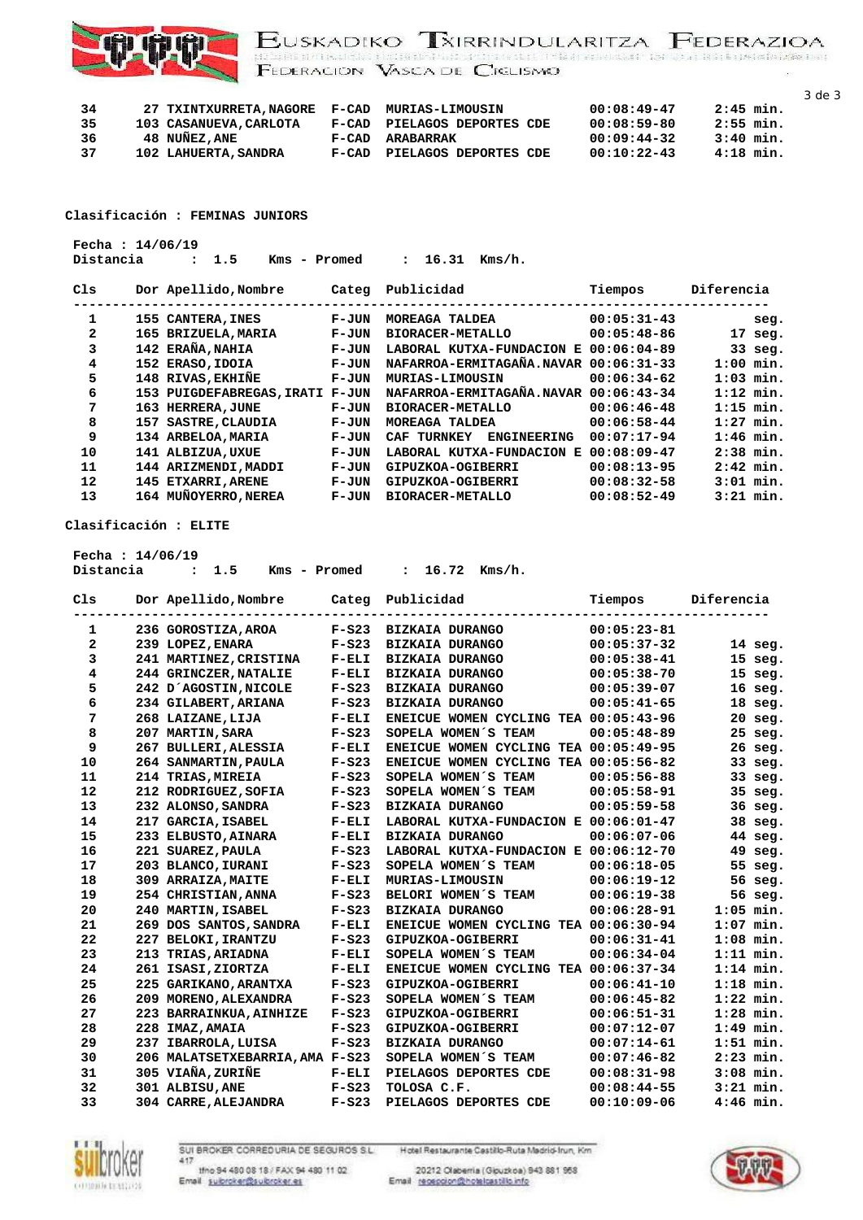| | | | | | | |
|---|---|---|---|---|---|---|
| 34 | 27 | TXINTXURRETA,NAGORE | F-CAD | MURIAS-LIMOUSIN | 00:08:49-47 | 2:45 min. |
| 35 | 103 | CASANUEVA,CARLOTA | F-CAD | PIELAGOS DEPORTES CDE | 00:08:59-80 | 2:55 min. |
| 36 | 48 | NUÑEZ,ANE | F-CAD | ARABARRAK | 00:09:44-32 | 3:40 min. |
| 37 | 102 | LAHUERTA,SANDRA | F-CAD | PIELAGOS DEPORTES CDE | 00:10:22-43 | 4:18 min. |

**Clasificación : FEMINAS JUNIORS**

Fecha : 14/06/19
Distancia : 1.5 Kms - Promed : 16.31 Kms/h.

| Cls | Dor | Apellido,Nombre | Categ | Publicidad | Tiempos | Diferencia |
|---|---|---|---|---|---|---|
| 1 | 155 | CANTERA,INES | F-JUN | MOREAGA TALDEA | 00:05:31-43 | seg. |
| 2 | 165 | BRIZUELA,MARIA | F-JUN | BIORACER-METALLO | 00:05:48-86 | 17 seg. |
| 3 | 142 | ERAÑA,NAHIA | F-JUN | LABORAL KUTXA-FUNDACION E | 00:06:04-89 | 33 seg. |
| 4 | 152 | ERASO,IDOIA | F-JUN | NAFARROA-ERMITAGAÑA.NAVAR | 00:06:31-33 | 1:00 min. |
| 5 | 148 | RIVAS,EKHIÑE | F-JUN | MURIAS-LIMOUSIN | 00:06:34-62 | 1:03 min. |
| 6 | 153 | PUIGDEFABREGAS,IRATI | F-JUN | NAFARROA-ERMITAGAÑA.NAVAR | 00:06:43-34 | 1:12 min. |
| 7 | 163 | HERRERA,JUNE | F-JUN | BIORACER-METALLO | 00:06:46-48 | 1:15 min. |
| 8 | 157 | SASTRE,CLAUDIA | F-JUN | MOREAGA TALDEA | 00:06:58-44 | 1:27 min. |
| 9 | 134 | ARBELOA,MARIA | F-JUN | CAF TURNKEY ENGINEERING | 00:07:17-94 | 1:46 min. |
| 10 | 141 | ALBIZUA,UXUE | F-JUN | LABORAL KUTXA-FUNDACION E | 00:08:09-47 | 2:38 min. |
| 11 | 144 | ARIZMENDI,MADDI | F-JUN | GIPUZKOA-OGIBERRI | 00:08:13-95 | 2:42 min. |
| 12 | 145 | ETXARRI,ARENE | F-JUN | GIPUZKOA-OGIBERRI | 00:08:32-58 | 3:01 min. |
| 13 | 164 | MUÑOYERRO,NEREA | F-JUN | BIORACER-METALLO | 00:08:52-49 | 3:21 min. |

**Clasificación : ELITE**

Fecha : 14/06/19
Distancia : 1.5 Kms - Promed : 16.72 Kms/h.

| Cls | Dor | Apellido,Nombre | Categ | Publicidad | Tiempos | Diferencia |
|---|---|---|---|---|---|---|
| 1 | 236 | GOROSTIZA,AROA | F-S23 | BIZKAIA DURANGO | 00:05:23-81 | |
| 2 | 239 | LOPEZ,ENARA | F-S23 | BIZKAIA DURANGO | 00:05:37-32 | 14 seg. |
| 3 | 241 | MARTINEZ,CRISTINA | F-ELI | BIZKAIA DURANGO | 00:05:38-41 | 15 seg. |
| 4 | 244 | GRINCZER,NATALIE | F-ELI | BIZKAIA DURANGO | 00:05:38-70 | 15 seg. |
| 5 | 242 | D´AGOSTIN,NICOLE | F-S23 | BIZKAIA DURANGO | 00:05:39-07 | 16 seg. |
| 6 | 234 | GILABERT,ARIANA | F-S23 | BIZKAIA DURANGO | 00:05:41-65 | 18 seg. |
| 7 | 268 | LAIZANE,LIJA | F-ELI | ENEICUE WOMEN CYCLING TEA | 00:05:43-96 | 20 seg. |
| 8 | 207 | MARTIN,SARA | F-S23 | SOPELA WOMEN´S TEAM | 00:05:48-89 | 25 seg. |
| 9 | 267 | BULLERI,ALESSIA | F-ELI | ENEICUE WOMEN CYCLING TEA | 00:05:49-95 | 26 seg. |
| 10 | 264 | SANMARTIN,PAULA | F-S23 | ENEICUE WOMEN CYCLING TEA | 00:05:56-82 | 33 seg. |
| 11 | 214 | TRIAS,MIREIA | F-S23 | SOPELA WOMEN´S TEAM | 00:05:56-88 | 33 seg. |
| 12 | 212 | RODRIGUEZ,SOFIA | F-S23 | SOPELA WOMEN´S TEAM | 00:05:58-91 | 35 seg. |
| 13 | 232 | ALONSO,SANDRA | F-S23 | BIZKAIA DURANGO | 00:05:59-58 | 36 seg. |
| 14 | 217 | GARCIA,ISABEL | F-ELI | LABORAL KUTXA-FUNDACION E | 00:06:01-47 | 38 seg. |
| 15 | 233 | ELBUSTO,AINARA | F-ELI | BIZKAIA DURANGO | 00:06:07-06 | 44 seg. |
| 16 | 221 | SUAREZ,PAULA | F-S23 | LABORAL KUTXA-FUNDACION E | 00:06:12-70 | 49 seg. |
| 17 | 203 | BLANCO,IURANI | F-S23 | SOPELA WOMEN´S TEAM | 00:06:18-05 | 55 seg. |
| 18 | 309 | ARRAIZA,MAITE | F-ELI | MURIAS-LIMOUSIN | 00:06:19-12 | 56 seg. |
| 19 | 254 | CHRISTIAN,ANNA | F-S23 | BELORI WOMEN´S TEAM | 00:06:19-38 | 56 seg. |
| 20 | 240 | MARTIN,ISABEL | F-S23 | BIZKAIA DURANGO | 00:06:28-91 | 1:05 min. |
| 21 | 269 | DOS SANTOS,SANDRA | F-ELI | ENEICUE WOMEN CYCLING TEA | 00:06:30-94 | 1:07 min. |
| 22 | 227 | BELOKI,IRANTZU | F-S23 | GIPUZKOA-OGIBERRI | 00:06:31-41 | 1:08 min. |
| 23 | 213 | TRIAS,ARIADNA | F-ELI | SOPELA WOMEN´S TEAM | 00:06:34-04 | 1:11 min. |
| 24 | 261 | ISASI,ZIORTZA | F-ELI | ENEICUE WOMEN CYCLING TEA | 00:06:37-34 | 1:14 min. |
| 25 | 225 | GARIKANO,ARANTXA | F-S23 | GIPUZKOA-OGIBERRI | 00:06:41-10 | 1:18 min. |
| 26 | 209 | MORENO,ALEXANDRA | F-S23 | SOPELA WOMEN´S TEAM | 00:06:45-82 | 1:22 min. |
| 27 | 223 | BARRAINKUA,AINHIZE | F-S23 | GIPUZKOA-OGIBERRI | 00:06:51-31 | 1:28 min. |
| 28 | 228 | IMAZ,AMAIA | F-S23 | GIPUZKOA-OGIBERRI | 00:07:12-07 | 1:49 min. |
| 29 | 237 | IBARROLA,LUISA | F-S23 | BIZKAIA DURANGO | 00:07:14-61 | 1:51 min. |
| 30 | 206 | MALATSETXEBARRIA,AMA | F-S23 | SOPELA WOMEN´S TEAM | 00:07:46-82 | 2:23 min. |
| 31 | 305 | VIAÑA,ZURIÑE | F-ELI | PIELAGOS DEPORTES CDE | 00:08:31-98 | 3:08 min. |
| 32 | 301 | ALBISU,ANE | F-S23 | TOLOSA C.F. | 00:08:44-55 | 3:21 min. |
| 33 | 304 | CARRE,ALEJANDRA | F-S23 | PIELAGOS DEPORTES CDE | 00:10:09-06 | 4:46 min. |

SUI BROKER CORREDURIA DE SEGUROS S.L. 417
tfno 94 480 08 18 / FAX 94 480 11 02
Email: suibroker@suibroker.es

Hotel Restaurante Castillo-Ruta Madrid-Irun, Km
20212 Olaberria (Gipuzkoa) 943 881 958
Email: recepcion@hotelcastillo.info